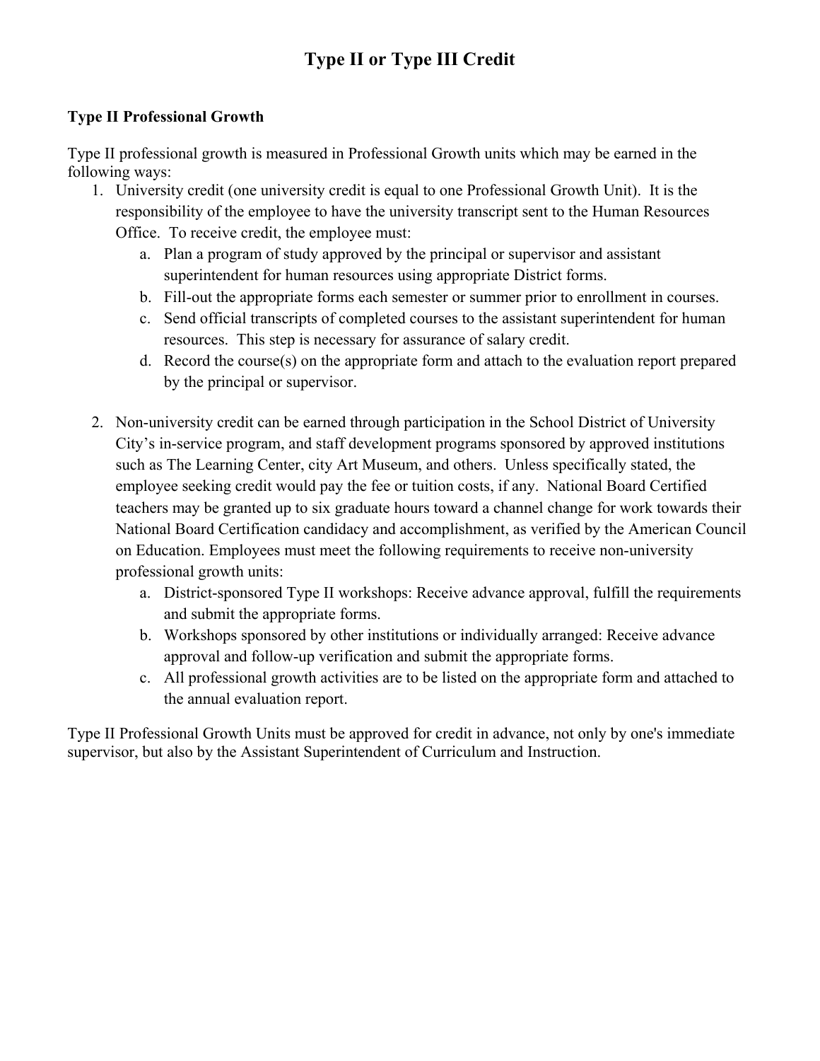# Type II or Type III Credit

## Type II Professional Growth

Type II professional growth is measured in Professional Growth units which may be earned in the following ways:

1. University credit (one university credit is equal to one Professional Growth Unit). It is the responsibility of the employee to have the university transcript sent to the Human Resources Office. To receive credit, the employee must:
   a. Plan a program of study approved by the principal or supervisor and assistant superintendent for human resources using appropriate District forms.
   b. Fill-out the appropriate forms each semester or summer prior to enrollment in courses.
   c. Send official transcripts of completed courses to the assistant superintendent for human resources. This step is necessary for assurance of salary credit.
   d. Record the course(s) on the appropriate form and attach to the evaluation report prepared by the principal or supervisor.

2. Non-university credit can be earned through participation in the School District of University City's in-service program, and staff development programs sponsored by approved institutions such as The Learning Center, city Art Museum, and others. Unless specifically stated, the employee seeking credit would pay the fee or tuition costs, if any. National Board Certified teachers may be granted up to six graduate hours toward a channel change for work towards their National Board Certification candidacy and accomplishment, as verified by the American Council on Education. Employees must meet the following requirements to receive non-university professional growth units:
   a. District-sponsored Type II workshops: Receive advance approval, fulfill the requirements and submit the appropriate forms.
   b. Workshops sponsored by other institutions or individually arranged: Receive advance approval and follow-up verification and submit the appropriate forms.
   c. All professional growth activities are to be listed on the appropriate form and attached to the annual evaluation report.

Type II Professional Growth Units must be approved for credit in advance, not only by one's immediate supervisor, but also by the Assistant Superintendent of Curriculum and Instruction.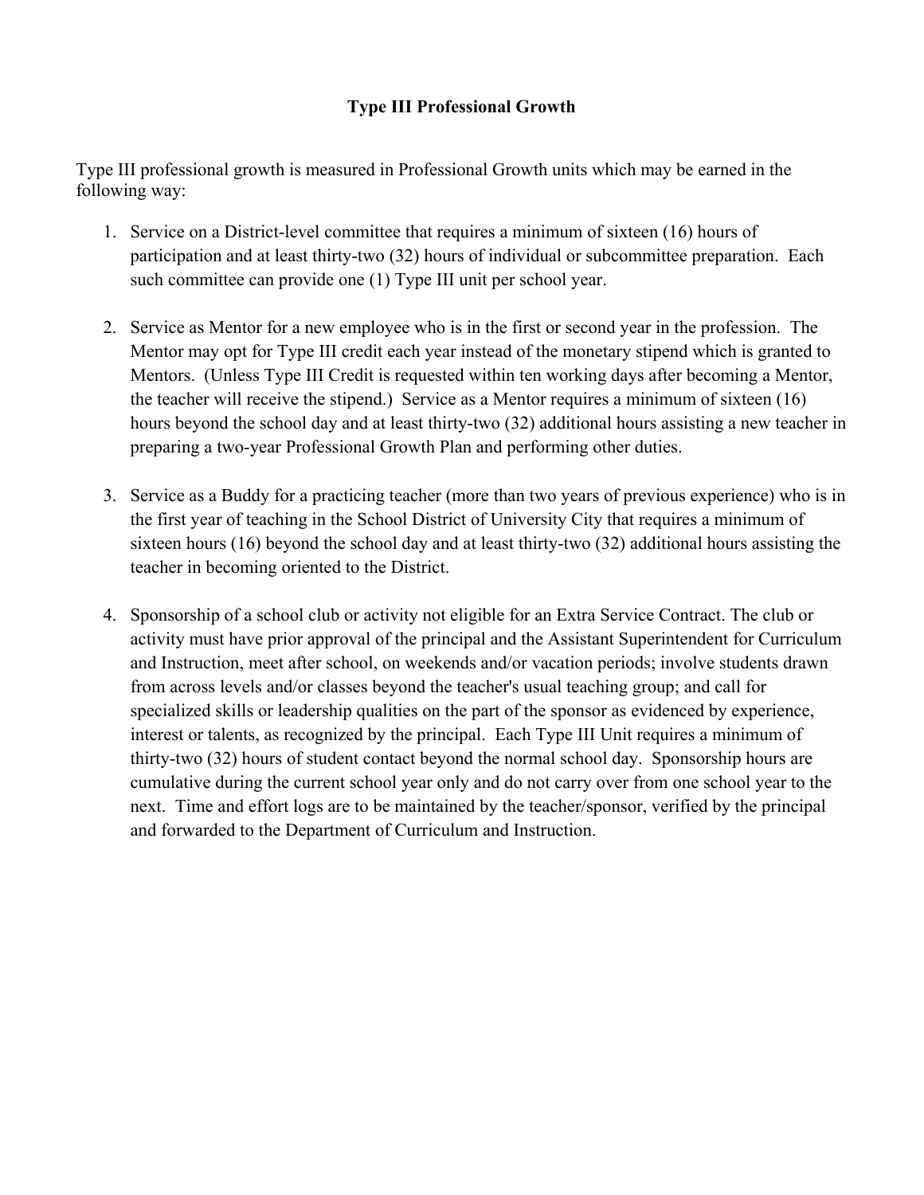## Type III Professional Growth

Type III professional growth is measured in Professional Growth units which may be earned in the following way:

1. Service on a District-level committee that requires a minimum of sixteen (16) hours of participation and at least thirty-two (32) hours of individual or subcommittee preparation. Each such committee can provide one (1) Type III unit per school year.

2. Service as Mentor for a new employee who is in the first or second year in the profession. The Mentor may opt for Type III credit each year instead of the monetary stipend which is granted to Mentors. (Unless Type III Credit is requested within ten working days after becoming a Mentor, the teacher will receive the stipend.) Service as a Mentor requires a minimum of sixteen (16) hours beyond the school day and at least thirty-two (32) additional hours assisting a new teacher in preparing a two-year Professional Growth Plan and performing other duties.

3. Service as a Buddy for a practicing teacher (more than two years of previous experience) who is in the first year of teaching in the School District of University City that requires a minimum of sixteen hours (16) beyond the school day and at least thirty-two (32) additional hours assisting the teacher in becoming oriented to the District.

4. Sponsorship of a school club or activity not eligible for an Extra Service Contract. The club or activity must have prior approval of the principal and the Assistant Superintendent for Curriculum and Instruction, meet after school, on weekends and/or vacation periods; involve students drawn from across levels and/or classes beyond the teacher's usual teaching group; and call for specialized skills or leadership qualities on the part of the sponsor as evidenced by experience, interest or talents, as recognized by the principal. Each Type III Unit requires a minimum of thirty-two (32) hours of student contact beyond the normal school day. Sponsorship hours are cumulative during the current school year only and do not carry over from one school year to the next. Time and effort logs are to be maintained by the teacher/sponsor, verified by the principal and forwarded to the Department of Curriculum and Instruction.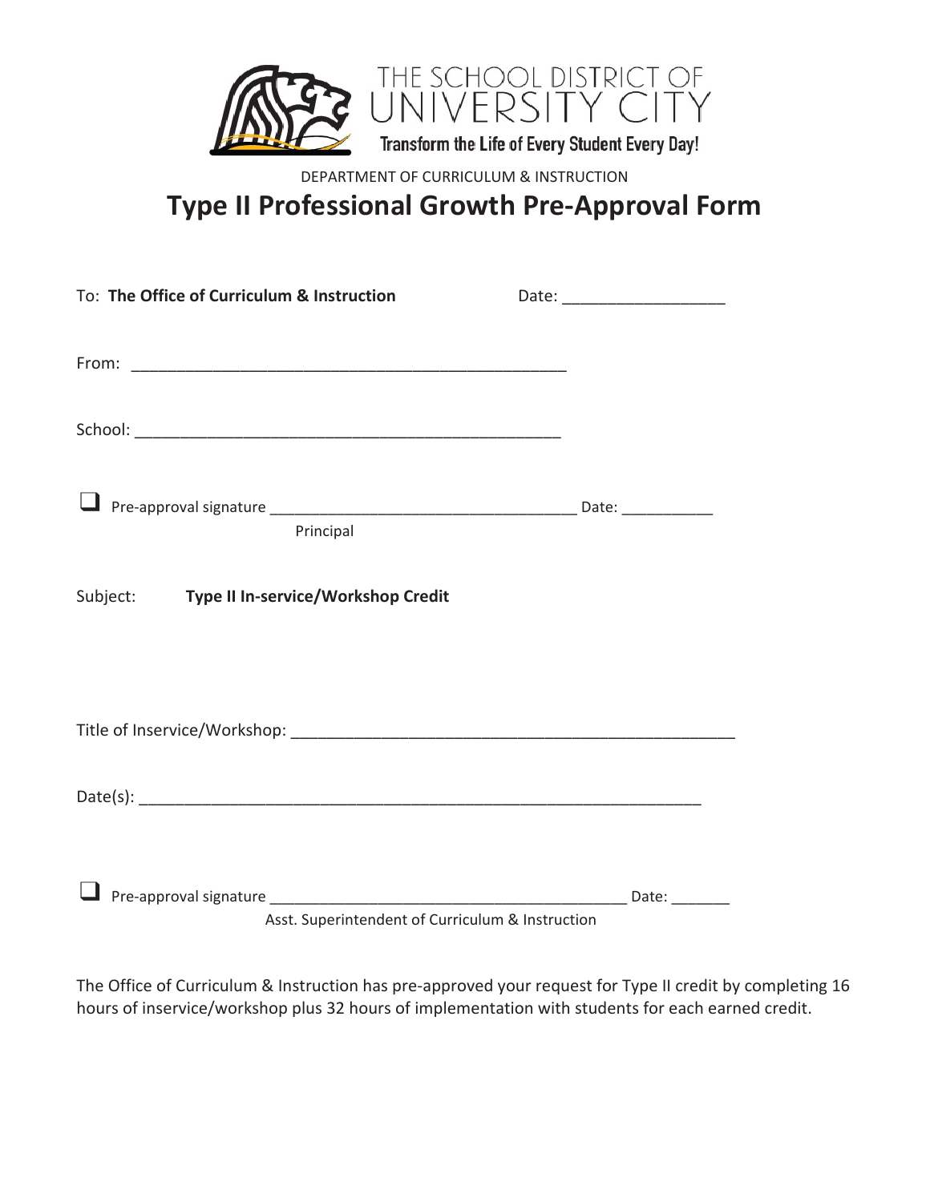THE SCHOOL DISTRICT OF UNIVERSITY CITY

Transform the Life of Every Student Every Day!

DEPARTMENT OF CURRICULUM & INSTRUCTION

# Type II Professional Growth Pre-Approval Form

To: **The Office of Curriculum & Instruction** Date: __________________

From: _________________________________________________

School: ________________________________________________

❑ Pre-approval signature ____________________________________ Date: ___________
Principal

Subject: **Type II In-service/Workshop Credit**

Title of Inservice/Workshop: __________________________________________________

Date(s): _______________________________________________________________

❑ Pre-approval signature __________________________________________ Date: _______
Asst. Superintendent of Curriculum & Instruction

The Office of Curriculum & Instruction has pre-approved your request for Type II credit by completing 16 hours of inservice/workshop plus 32 hours of implementation with students for each earned credit.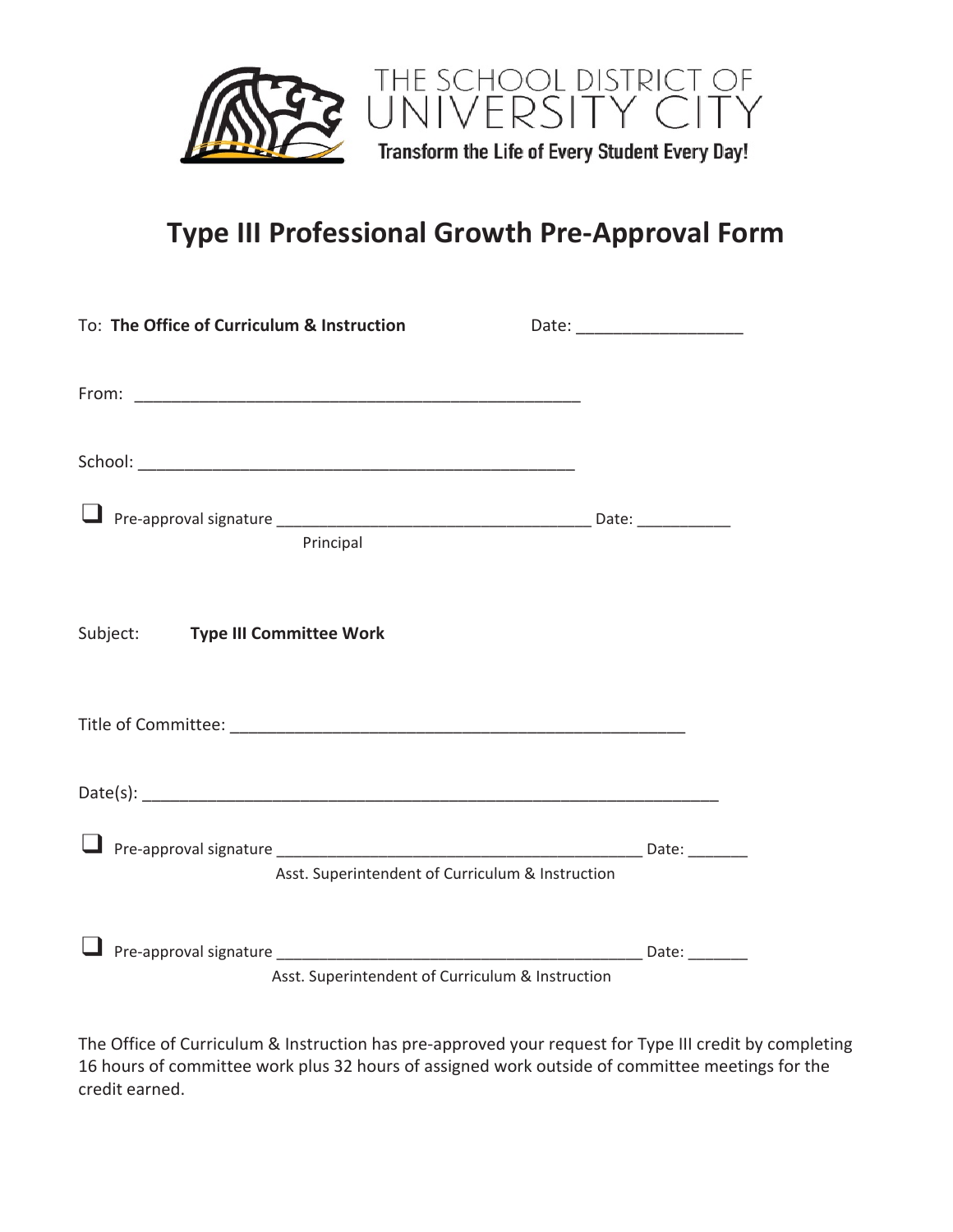THE SCHOOL DISTRICT OF UNIVERSITY CITY

**Transform the Life of Every Student Every Day!**

# Type III Professional Growth Pre-Approval Form

To: **The Office of Curriculum & Instruction** Date: __________________

From: __________________________________________________

School: _________________________________________________

❑ Pre-approval signature ___________________________________ Date: __________
Principal

Subject: **Type III Committee Work**

Title of Committee: __________________________________________________

Date(s): _______________________________________________________________

❑ Pre-approval signature _________________________________________ Date: _______
Asst. Superintendent of Curriculum & Instruction

❑ Pre-approval signature _________________________________________ Date: _______
Asst. Superintendent of Curriculum & Instruction

The Office of Curriculum & Instruction has pre-approved your request for Type III credit by completing 16 hours of committee work plus 32 hours of assigned work outside of committee meetings for the credit earned.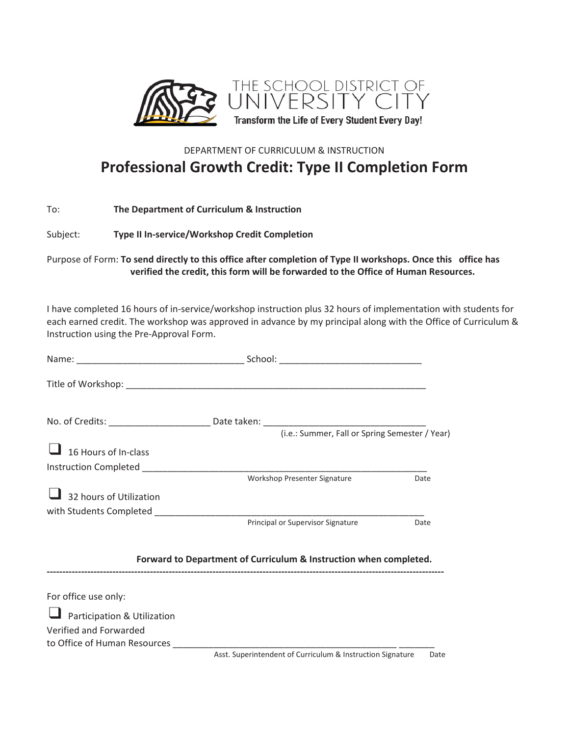THE SCHOOL DISTRICT OF
UNIVERSITY CITY
Transform the Life of Every Student Every Day!

DEPARTMENT OF CURRICULUM & INSTRUCTION

# Professional Growth Credit: Type II Completion Form

To: **The Department of Curriculum & Instruction**

Subject: **Type II In-service/Workshop Credit Completion**

Purpose of Form: **To send directly to this office after completion of Type II workshops. Once this office has verified the credit, this form will be forwarded to the Office of Human Resources.**

I have completed 16 hours of in-service/workshop instruction plus 32 hours of implementation with students for each earned credit. The workshop was approved in advance by my principal along with the Office of Curriculum & Instruction using the Pre-Approval Form.

Name: ________________________________ School: ___________________________

Title of Workshop: ___________________________________________________________

No. of Credits: ___________________ Date taken: ________________________________
(i.e.: Summer, Fall or Spring Semester / Year)

☐ 16 Hours of In-class
Instruction Completed ________________________________________________________
Workshop Presenter Signature Date

☐ 32 hours of Utilization
with Students Completed ______________________________________________________
Principal or Supervisor Signature Date

**Forward to Department of Curriculum & Instruction when completed.**

---

For office use only:

☐ Participation & Utilization
Verified and Forwarded
to Office of Human Resources ______________________________________________ _______
Asst. Superintendent of Curriculum & Instruction Signature Date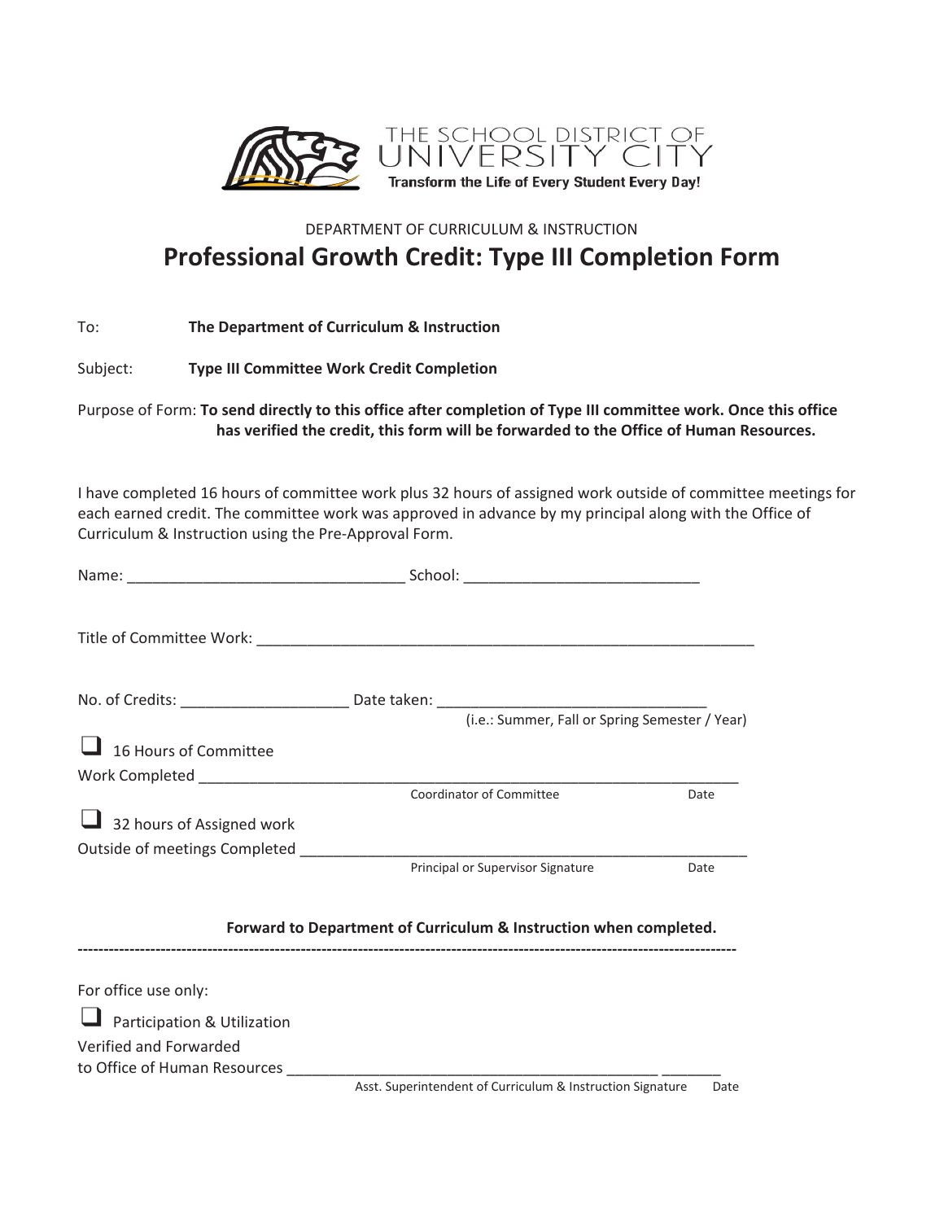THE SCHOOL DISTRICT OF UNIVERSITY CITY

Transform the Life of Every Student Every Day!

DEPARTMENT OF CURRICULUM & INSTRUCTION

# Professional Growth Credit: Type III Completion Form

To: **The Department of Curriculum & Instruction**

Subject: **Type III Committee Work Credit Completion**

Purpose of Form: **To send directly to this office after completion of Type III committee work. Once this office has verified the credit, this form will be forwarded to the Office of Human Resources.**

I have completed 16 hours of committee work plus 32 hours of assigned work outside of committee meetings for each earned credit. The committee work was approved in advance by my principal along with the Office of Curriculum & Instruction using the Pre-Approval Form.

Name: _________________________________ School: ____________________________

Title of Committee Work: ____________________________________________________________

No. of Credits: ____________________ Date taken: ________________________________
(i.e.: Summer, Fall or Spring Semester / Year)

☐ 16 Hours of Committee Work Completed ____________________________________________________________
Coordinator of Committee Date

☐ 32 hours of Assigned work Outside of meetings Completed ______________________________________________________
Principal or Supervisor Signature Date

**Forward to Department of Curriculum & Instruction when completed.**

---

For office use only:

☐ Participation & Utilization

Verified and Forwarded to Office of Human Resources _____________________________________________ _______
Asst. Superintendent of Curriculum & Instruction Signature Date